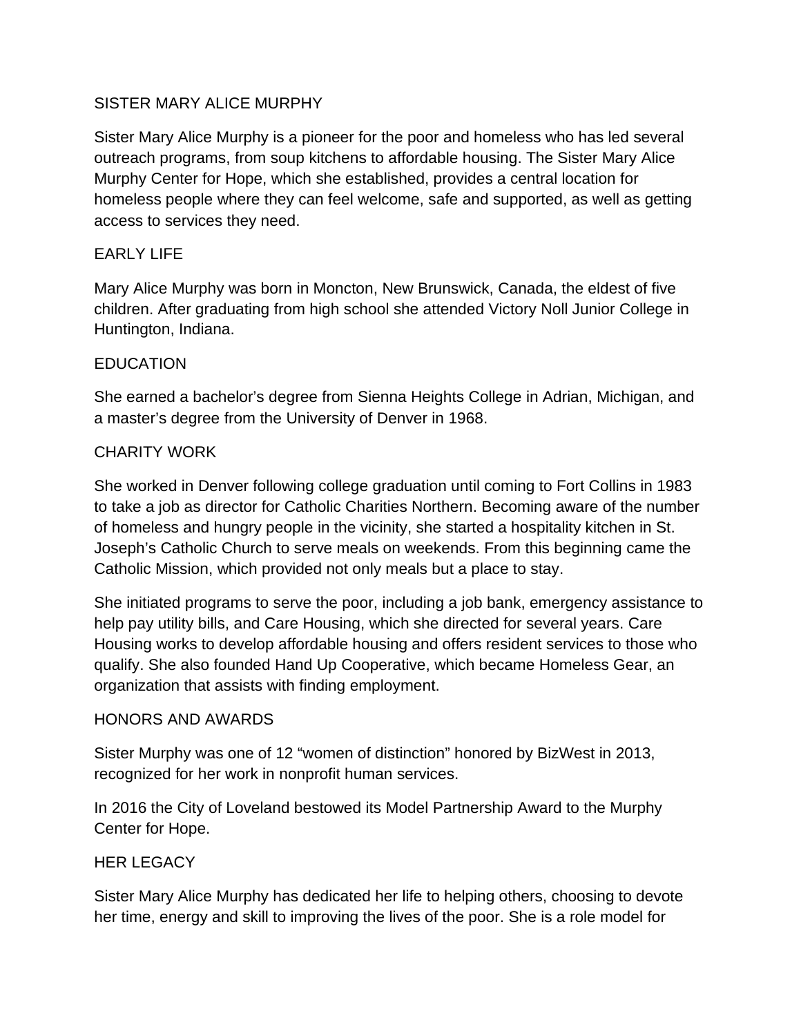# SISTER MARY ALICE MURPHY

Sister Mary Alice Murphy is a pioneer for the poor and homeless who has led several outreach programs, from soup kitchens to affordable housing. The Sister Mary Alice Murphy Center for Hope, which she established, provides a central location for homeless people where they can feel welcome, safe and supported, as well as getting access to services they need.

## EARLY LIFE

Mary Alice Murphy was born in Moncton, New Brunswick, Canada, the eldest of five children. After graduating from high school she attended Victory Noll Junior College in Huntington, Indiana.

## EDUCATION

She earned a bachelor's degree from Sienna Heights College in Adrian, Michigan, and a master's degree from the University of Denver in 1968.

## CHARITY WORK

She worked in Denver following college graduation until coming to Fort Collins in 1983 to take a job as director for Catholic Charities Northern. Becoming aware of the number of homeless and hungry people in the vicinity, she started a hospitality kitchen in St. Joseph's Catholic Church to serve meals on weekends. From this beginning came the Catholic Mission, which provided not only meals but a place to stay.

She initiated programs to serve the poor, including a job bank, emergency assistance to help pay utility bills, and Care Housing, which she directed for several years. Care Housing works to develop affordable housing and offers resident services to those who qualify. She also founded Hand Up Cooperative, which became Homeless Gear, an organization that assists with finding employment.

## HONORS AND AWARDS

Sister Murphy was one of 12 "women of distinction" honored by BizWest in 2013, recognized for her work in nonprofit human services.

In 2016 the City of Loveland bestowed its Model Partnership Award to the Murphy Center for Hope.

## HER LEGACY

Sister Mary Alice Murphy has dedicated her life to helping others, choosing to devote her time, energy and skill to improving the lives of the poor. She is a role model for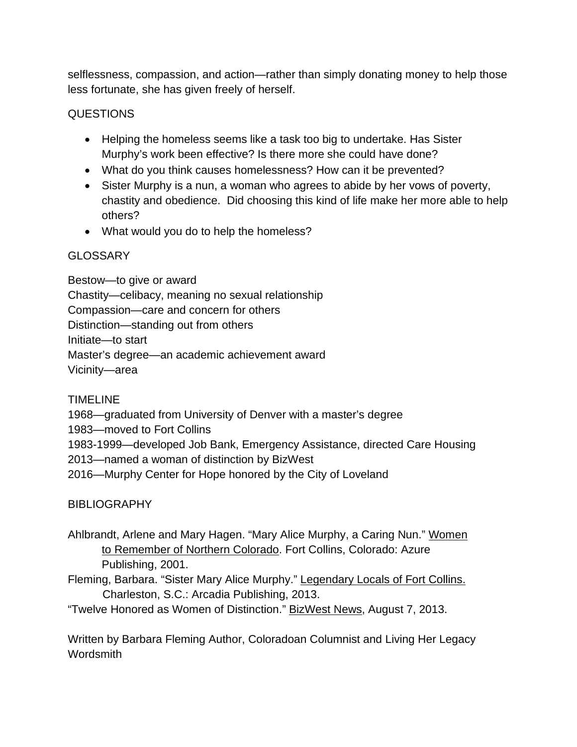selflessness, compassion, and action—rather than simply donating money to help those less fortunate, she has given freely of herself.

## QUESTIONS

- Helping the homeless seems like a task too big to undertake. Has Sister Murphy's work been effective? Is there more she could have done?
- What do you think causes homelessness? How can it be prevented?
- Sister Murphy is a nun, a woman who agrees to abide by her vows of poverty, chastity and obedience. Did choosing this kind of life make her more able to help others?
- What would you do to help the homeless?

## GLOSSARY

Bestow—to give or award
Chastity—celibacy, meaning no sexual relationship
Compassion—care and concern for others
Distinction—standing out from others
Initiate—to start
Master's degree—an academic achievement award
Vicinity—area

## TIMELINE

1968—graduated from University of Denver with a master's degree
1983—moved to Fort Collins
1983-1999—developed Job Bank, Emergency Assistance, directed Care Housing
2013—named a woman of distinction by BizWest
2016—Murphy Center for Hope honored by the City of Loveland

## BIBLIOGRAPHY

Ahlbrandt, Arlene and Mary Hagen. "Mary Alice Murphy, a Caring Nun." Women to Remember of Northern Colorado. Fort Collins, Colorado: Azure Publishing, 2001.

Fleming, Barbara. "Sister Mary Alice Murphy." Legendary Locals of Fort Collins. Charleston, S.C.: Arcadia Publishing, 2013.

"Twelve Honored as Women of Distinction." BizWest News, August 7, 2013.

Written by Barbara Fleming Author, Coloradoan Columnist and Living Her Legacy Wordsmith